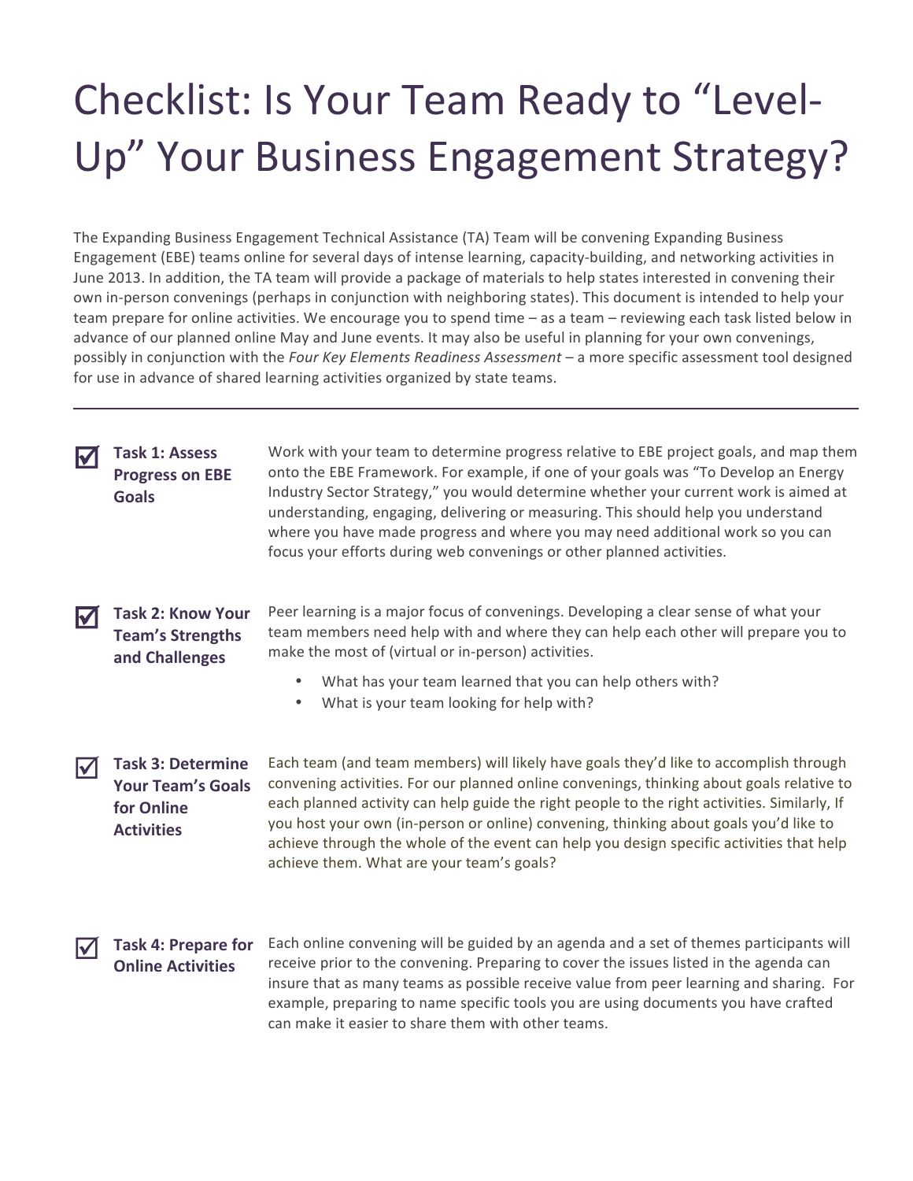# Checklist: Is Your Team Ready to "Level-Up" Your Business Engagement Strategy?

The Expanding Business Engagement Technical Assistance (TA) Team will be convening Expanding Business Engagement (EBE) teams online for several days of intense learning, capacity-building, and networking activities in June 2013. In addition, the TA team will provide a package of materials to help states interested in convening their own in-person convenings (perhaps in conjunction with neighboring states). This document is intended to help your team prepare for online activities. We encourage you to spend time – as a team – reviewing each task listed below in advance of our planned online May and June events. It may also be useful in planning for your own convenings, possibly in conjunction with the *Four Key Elements Readiness Assessment* – a more specific assessment tool designed for use in advance of shared learning activities organized by state teams.

---

☑ **Task 1: Assess Progress on EBE Goals**

Work with your team to determine progress relative to EBE project goals, and map them onto the EBE Framework. For example, if one of your goals was "To Develop an Energy Industry Sector Strategy," you would determine whether your current work is aimed at understanding, engaging, delivering or measuring. This should help you understand where you have made progress and where you may need additional work so you can focus your efforts during web convenings or other planned activities.

☑ **Task 2: Know Your Team's Strengths and Challenges**

Peer learning is a major focus of convenings. Developing a clear sense of what your team members need help with and where they can help each other will prepare you to make the most of (virtual or in-person) activities.

- What has your team learned that you can help others with?
- What is your team looking for help with?

☑ **Task 3: Determine Your Team's Goals for Online Activities**

Each team (and team members) will likely have goals they'd like to accomplish through convening activities. For our planned online convenings, thinking about goals relative to each planned activity can help guide the right people to the right activities. Similarly, If you host your own (in-person or online) convening, thinking about goals you'd like to achieve through the whole of the event can help you design specific activities that help achieve them. What are your team's goals?

☑ **Task 4: Prepare for Online Activities**

Each online convening will be guided by an agenda and a set of themes participants will receive prior to the convening. Preparing to cover the issues listed in the agenda can insure that as many teams as possible receive value from peer learning and sharing. For example, preparing to name specific tools you are using documents you have crafted can make it easier to share them with other teams.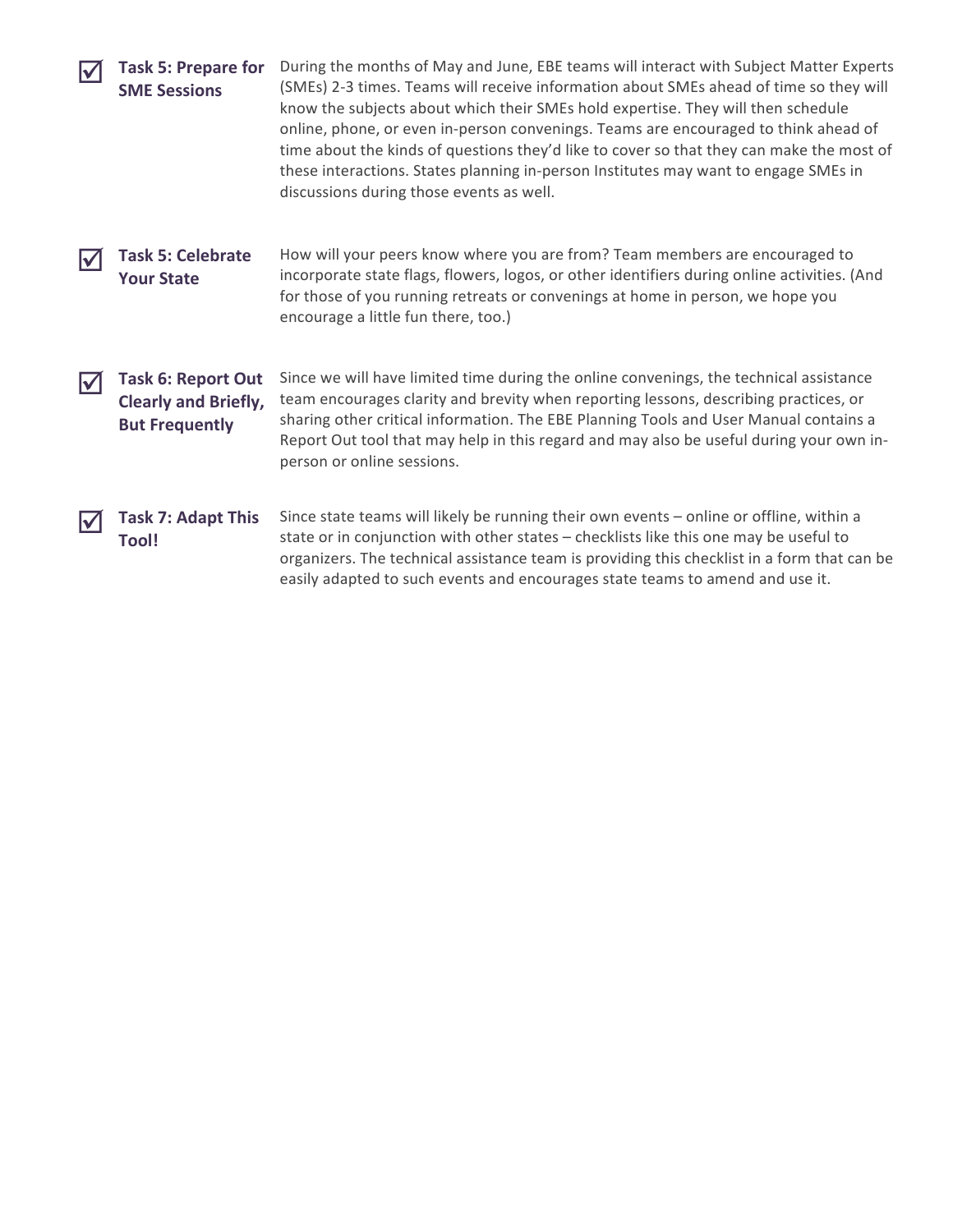☑ **Task 5: Prepare for SME Sessions**

During the months of May and June, EBE teams will interact with Subject Matter Experts (SMEs) 2-3 times. Teams will receive information about SMEs ahead of time so they will know the subjects about which their SMEs hold expertise. They will then schedule online, phone, or even in-person convenings. Teams are encouraged to think ahead of time about the kinds of questions they'd like to cover so that they can make the most of these interactions. States planning in-person Institutes may want to engage SMEs in discussions during those events as well.

☑ **Task 5: Celebrate Your State**

How will your peers know where you are from? Team members are encouraged to incorporate state flags, flowers, logos, or other identifiers during online activities. (And for those of you running retreats or convenings at home in person, we hope you encourage a little fun there, too.)

☑ **Task 6: Report Out Clearly and Briefly, But Frequently**

Since we will have limited time during the online convenings, the technical assistance team encourages clarity and brevity when reporting lessons, describing practices, or sharing other critical information. The EBE Planning Tools and User Manual contains a Report Out tool that may help in this regard and may also be useful during your own in-person or online sessions.

☑ **Task 7: Adapt This Tool!**

Since state teams will likely be running their own events – online or offline, within a state or in conjunction with other states – checklists like this one may be useful to organizers. The technical assistance team is providing this checklist in a form that can be easily adapted to such events and encourages state teams to amend and use it.